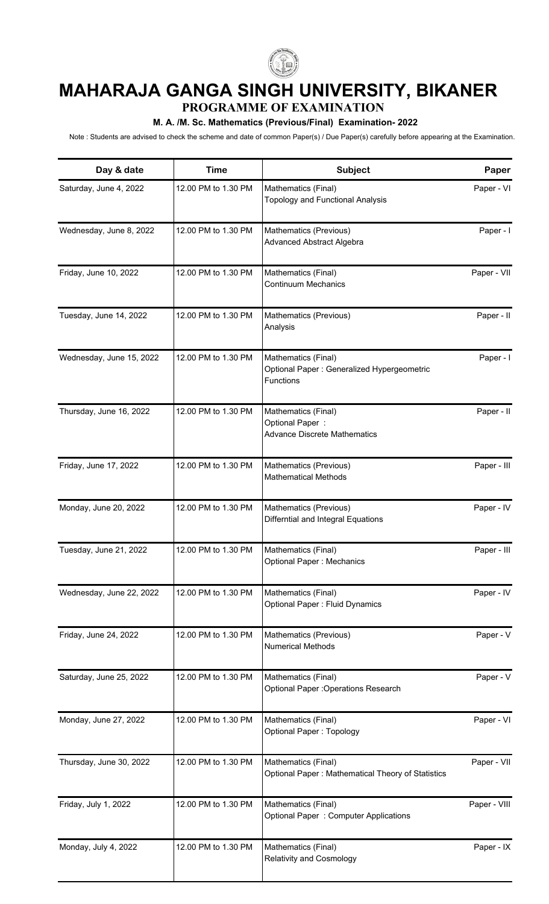# MAHARAJA GANGA SINGH UNIVERSITY, BIKANER

## PROGRAMME OF EXAMINATION

### M. A. /M. Sc. Mathematics (Previous/Final) Examination- 2022

Note : Students are advised to check the scheme and date of common Paper(s) / Due Paper(s) carefully before appearing at the Examination.

| Day & date | Time | Subject | Paper |
|---|---|---|---|
| Saturday, June 4, 2022 | 12.00 PM to 1.30 PM | Mathematics (Final)<br>Topology and Functional Analysis | Paper - VI |
| Wednesday, June 8, 2022 | 12.00 PM to 1.30 PM | Mathematics (Previous)<br>Advanced Abstract Algebra | Paper - I |
| Friday, June 10, 2022 | 12.00 PM to 1.30 PM | Mathematics (Final)<br>Continuum Mechanics | Paper - VII |
| Tuesday, June 14, 2022 | 12.00 PM to 1.30 PM | Mathematics (Previous)<br>Analysis | Paper - II |
| Wednesday, June 15, 2022 | 12.00 PM to 1.30 PM | Mathematics (Final)<br>Optional Paper : Generalized Hypergeometric Functions | Paper - I |
| Thursday, June 16, 2022 | 12.00 PM to 1.30 PM | Mathematics (Final)<br>Optional Paper :<br>Advance Discrete Mathematics | Paper - II |
| Friday, June 17, 2022 | 12.00 PM to 1.30 PM | Mathematics (Previous)<br>Mathematical Methods | Paper - III |
| Monday, June 20, 2022 | 12.00 PM to 1.30 PM | Mathematics (Previous)<br>Differntial and Integral Equations | Paper - IV |
| Tuesday, June 21, 2022 | 12.00 PM to 1.30 PM | Mathematics (Final)<br>Optional Paper : Mechanics | Paper - III |
| Wednesday, June 22, 2022 | 12.00 PM to 1.30 PM | Mathematics (Final)<br>Optional Paper : Fluid Dynamics | Paper - IV |
| Friday, June 24, 2022 | 12.00 PM to 1.30 PM | Mathematics (Previous)<br>Numerical Methods | Paper - V |
| Saturday, June 25, 2022 | 12.00 PM to 1.30 PM | Mathematics (Final)<br>Optional Paper :Operations Research | Paper - V |
| Monday, June 27, 2022 | 12.00 PM to 1.30 PM | Mathematics (Final)<br>Optional Paper : Topology | Paper - VI |
| Thursday, June 30, 2022 | 12.00 PM to 1.30 PM | Mathematics (Final)<br>Optional Paper : Mathematical Theory of Statistics | Paper - VII |
| Friday, July 1, 2022 | 12.00 PM to 1.30 PM | Mathematics (Final)<br>Optional Paper : Computer Applications | Paper - VIII |
| Monday, July 4, 2022 | 12.00 PM to 1.30 PM | Mathematics (Final)<br>Relativity and Cosmology | Paper - IX |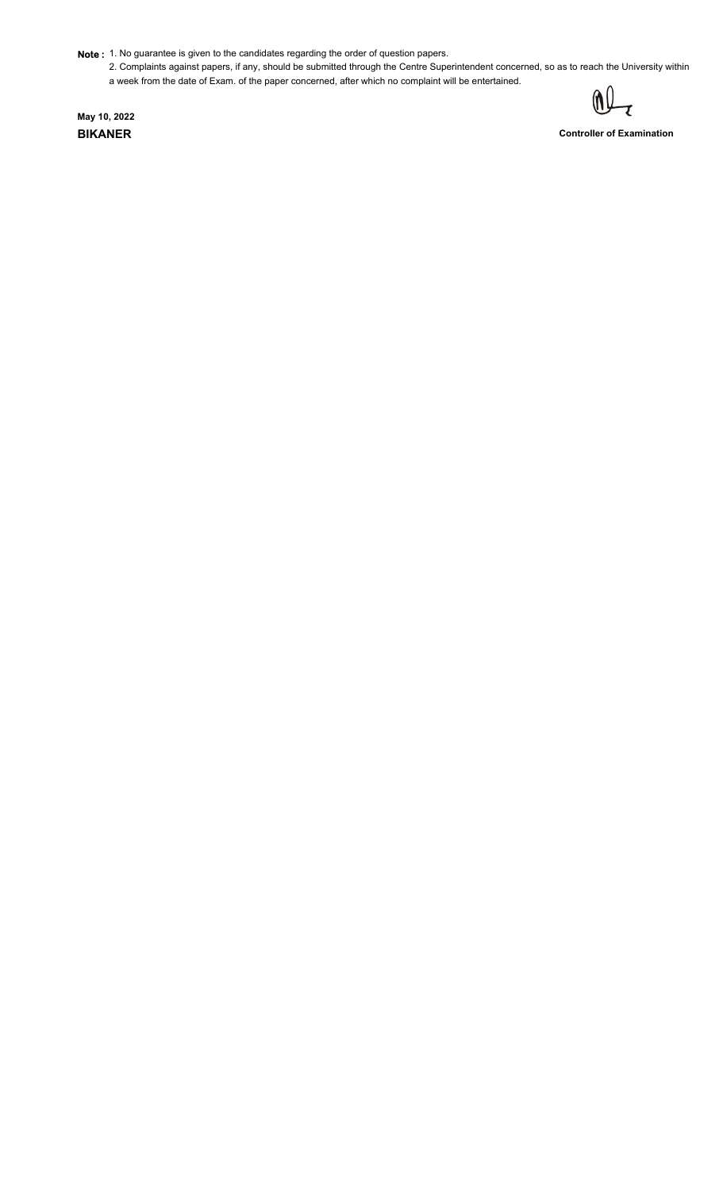**Note :** 1. No guarantee is given to the candidates regarding the order of question papers.

2. Complaints against papers, if any, should be submitted through the Centre Superintendent concerned, so as to reach the University within a week from the date of Exam. of the paper concerned, after which no complaint will be entertained.

**May 10, 2022**

**BIKANER**

**Controller of Examination**